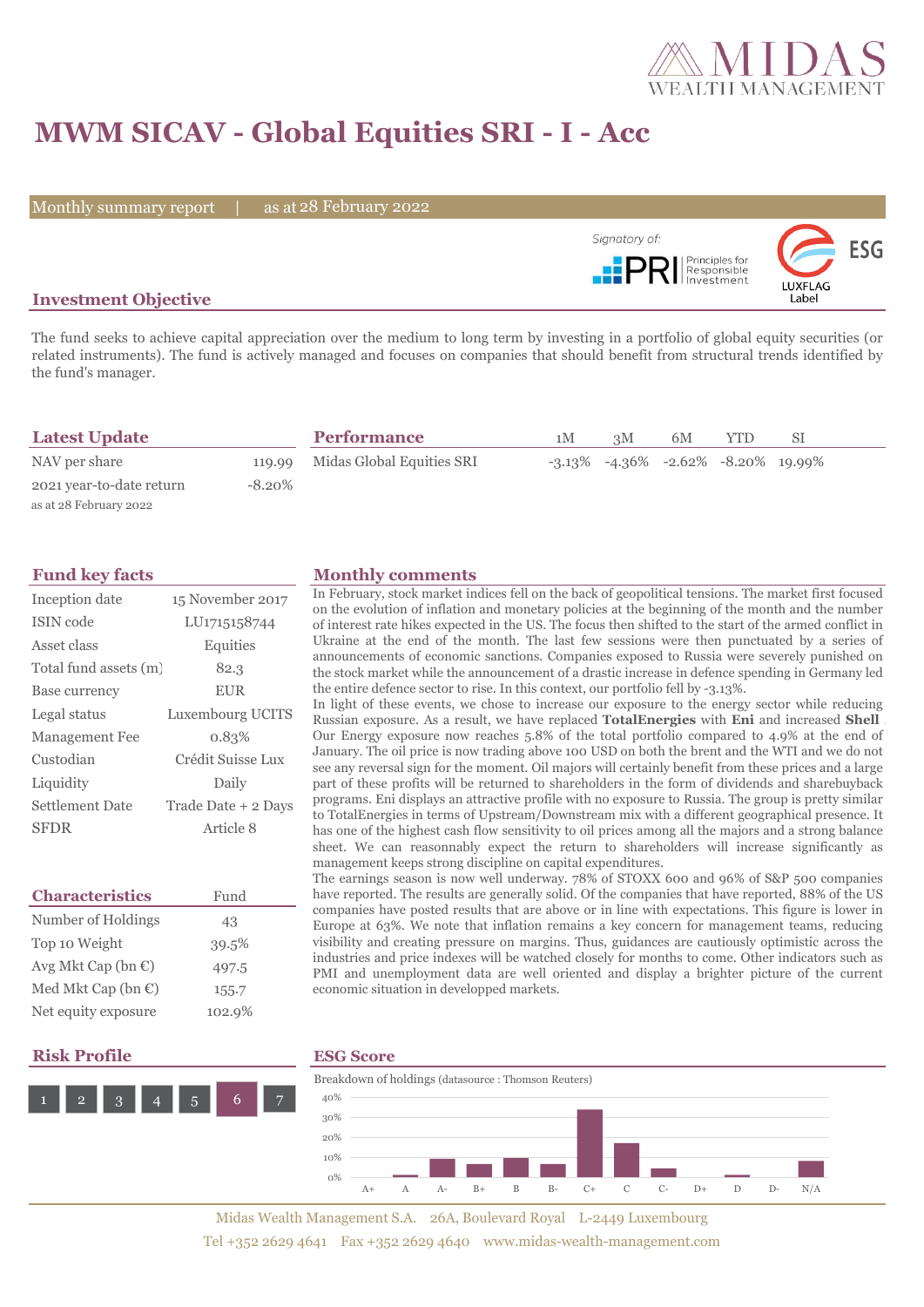# MWM SICAV - Global Equities SRI - I - Acc

Monthly summary report | as at 28 February 2022

## Investment Objective

The fund seeks to achieve capital appreciation over the medium to long term by investing in a portfolio of global equity securities (or related instruments). The fund is actively managed and focuses on companies that should benefit from structural trends identified by the fund's manager.

## Latest Update

| | |
|---|---|
| NAV per share | 119.99 |
| 2021 year-to-date return | -8.20% |

as at 28 February 2022

## Performance

| | 1M | 3M | 6M | YTD | SI |
|---|---|---|---|---|---|
| Midas Global Equities SRI | -3.13% | -4.36% | -2.62% | -8.20% | 19.99% |

## Fund key facts

| | |
|---|---|
| Inception date | 15 November 2017 |
| ISIN code | LU1715158744 |
| Asset class | Equities |
| Total fund assets (m) | 82.3 |
| Base currency | EUR |
| Legal status | Luxembourg UCITS |
| Management Fee | 0.83% |
| Custodian | Crédit Suisse Lux |
| Liquidity | Daily |
| Settlement Date | Trade Date + 2 Days |
| SFDR | Article 8 |

## Characteristics

| | Fund |
|---|---|
| Number of Holdings | 43 |
| Top 10 Weight | 39.5% |
| Avg Mkt Cap (bn €) | 497.5 |
| Med Mkt Cap (bn €) | 155.7 |
| Net equity exposure | 102.9% |

## Monthly comments

In February, stock market indices fell on the back of geopolitical tensions. The market first focused on the evolution of inflation and monetary policies at the beginning of the month and the number of interest rate hikes expected in the US. The focus then shifted to the start of the armed conflict in Ukraine at the end of the month. The last few sessions were then punctuated by a series of announcements of economic sanctions. Companies exposed to Russia were severely punished on the stock market while the announcement of a drastic increase in defence spending in Germany led the entire defence sector to rise. In this context, our portfolio fell by -3.13%.

In light of these events, we chose to increase our exposure to the energy sector while reducing Russian exposure. As a result, we have replaced **TotalEnergies** with **Eni** and increased **Shell**. Our Energy exposure now reaches 5.8% of the total portfolio compared to 4.9% at the end of January. The oil price is now trading above 100 USD on both the brent and the WTI and we do not see any reversal sign for the moment. Oil majors will certainly benefit from these prices and a large part of these profits will be returned to shareholders in the form of dividends and sharebuyback programs. Eni displays an attractive profile with no exposure to Russia. The group is pretty similar to TotalEnergies in terms of Upstream/Downstream mix with a different geographical presence. It has one of the highest cash flow sensitivity to oil prices among all the majors and a strong balance sheet. We can reasonably expect the return to shareholders will increase significantly as management keeps strong discipline on capital expenditures.

The earnings season is now well underway. 78% of STOXX 600 and 96% of S&P 500 companies have reported. The results are generally solid. Of the companies that have reported, 88% of the US companies have posted results that are above or in line with expectations. This figure is lower in Europe at 63%. We note that inflation remains a key concern for management teams, reducing visibility and creating pressure on margins. Thus, guidances are cautiously optimistic across the industries and price indexes will be watched closely for months to come. Other indicators such as PMI and unemployment data are well oriented and display a brighter picture of the current economic situation in developped markets.

## Risk Profile

1 | 2 | 3 | 4 | 5 | **6** | 7

## ESG Score

Breakdown of holdings (datasource : Thomson Reuters)

| Rating | A+ | A | A- | B+ | B | B- | C+ | C | C- | D+ | D | D- | N/A |
|---|---|---|---|---|---|---|---|---|---|---|---|---|---|
| Weight (approx.) | 0% | 1% | 9% | 6% | 9% | 6% | 34% | 17% | 4% | 0% | 1% | 0% | 8% |

Midas Wealth Management S.A. 26A, Boulevard Royal L-2449 Luxembourg
Tel +352 2629 4641 Fax +352 2629 4640 www.midas-wealth-management.com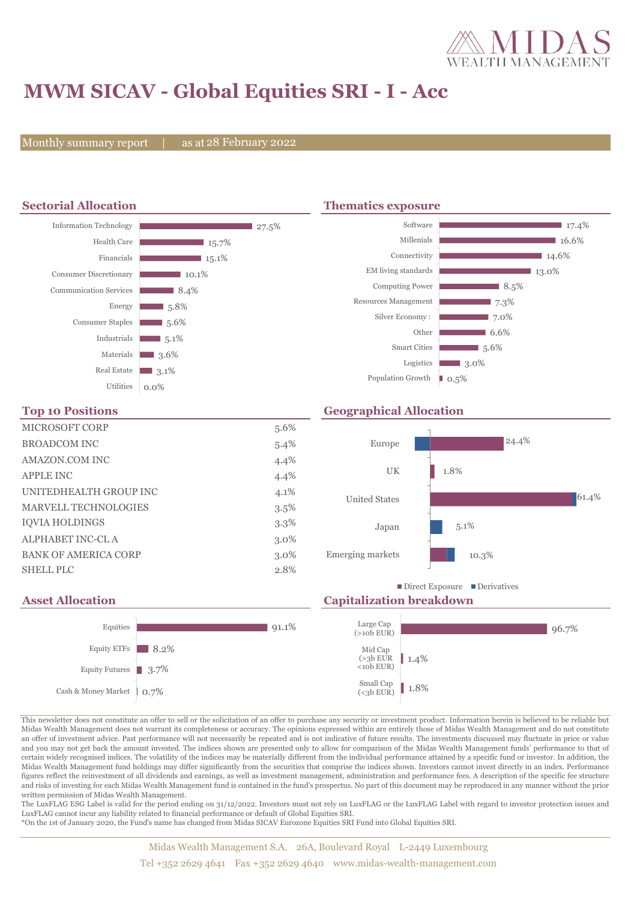# MWM SICAV - Global Equities SRI - I - Acc

Monthly summary report | as at 28 February 2022

## Sectorial Allocation

Information Technology 27.5%
Health Care 15.7%
Financials 15.1%
Consumer Discretionary 10.1%
Communication Services 8.4%
Energy 5.8%
Consumer Staples 5.6%
Industrials 5.1%
Materials 3.6%
Real Estate 3.1%
Utilities 0.0%

## Thematics exposure

Software 17.4%
Millenials 16.6%
Connectivity 14.6%
EM living standards 13.0%
Computing Power 8.5%
Resources Management 7.3%
Silver Economy : 7.0%
Other 6.6%
Smart Cities 5.6%
Logistics 3.0%
Population Growth 0.5%

## Top 10 Positions

| | |
|---|---|
| MICROSOFT CORP | 5.6% |
| BROADCOM INC | 5.4% |
| AMAZON.COM INC | 4.4% |
| APPLE INC | 4.4% |
| UNITEDHEALTH GROUP INC | 4.1% |
| MARVELL TECHNOLOGIES | 3.5% |
| IQVIA HOLDINGS | 3.3% |
| ALPHABET INC-CL A | 3.0% |
| BANK OF AMERICA CORP | 3.0% |
| SHELL PLC | 2.8% |

## Geographical Allocation

Europe 24.4%
UK 1.8%
United States 61.4%
Japan 5.1%
Emerging markets 10.3%

Direct Exposure · Derivatives

## Asset Allocation

Equities 91.1%
Equity ETFs 8.2%
Equity Futures 3.7%
Cash & Money Market 0.7%

## Capitalization breakdown

Large Cap (>10b EUR) 96.7%
Mid Cap (>3b EUR <10b EUR) 1.4%
Small Cap (<3b EUR) 1.8%

This newsletter does not constitute an offer to sell or the solicitation of an offer to purchase any security or investment product. Information herein is believed to be reliable but Midas Wealth Management does not warrant its completeness or accuracy. The opinions expressed within are entirely those of Midas Wealth Management and do not constitute an offer of investment advice. Past performance will not necessarily be repeated and is not indicative of future results. The investments discussed may fluctuate in price or value and you may not get back the amount invested. The indices shown are presented only to allow for comparison of the Midas Wealth Management funds' performance to that of certain widely recognised indices. The volatility of the indices may be materially different from the individual performance attained by a specific fund or investor. In addition, the Midas Wealth Management fund holdings may differ significantly from the securities that comprise the indices shown. Investors cannot invest directly in an index. Performance figures reflect the reinvestment of all dividends and earnings, as well as investment management, administration and performance fees. A description of the specific fee structure and risks of investing for each Midas Wealth Management fund is contained in the fund's prospectus. No part of this document may be reproduced in any manner without the prior written permission of Midas Wealth Management.

The LuxFLAG ESG Label is valid for the period ending on 31/12/2022. Investors must not rely on LuxFLAG or the LuxFLAG Label with regard to investor protection issues and LuxFLAG cannot incur any liability related to financial performance or default of Global Equities SRI.

*On the 1st of January 2020, the Fund's name has changed from Midas SICAV Eurozone Equities SRI Fund into Global Equities SRI.

Midas Wealth Management S.A. 26A, Boulevard Royal L-2449 Luxembourg
Tel +352 2629 4641 Fax +352 2629 4640 www.midas-wealth-management.com